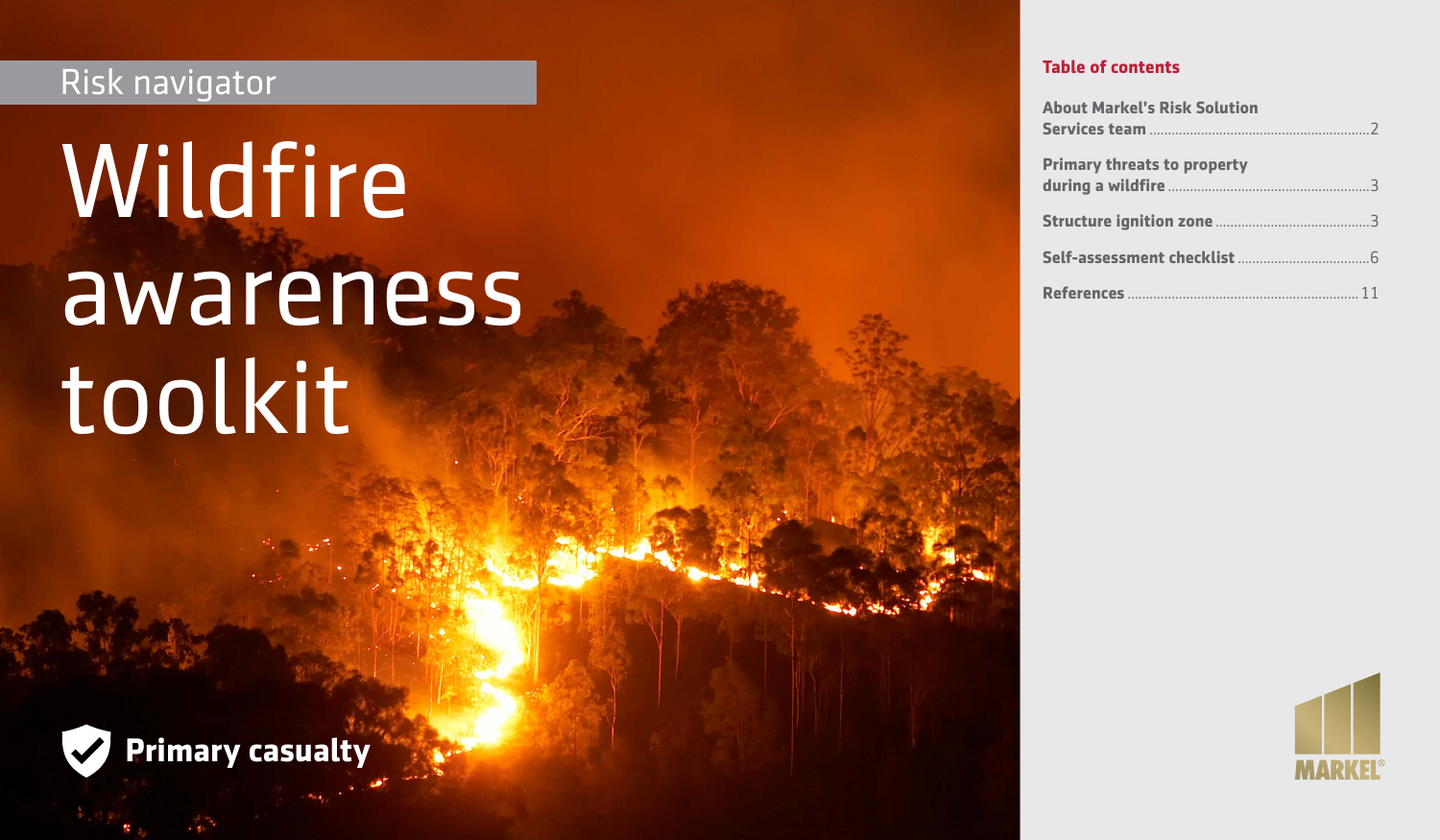Risk navigator

# Wildfire awareness toolkit

**Primary casualty**

## Table of contents

**About Markel's Risk Solution Services team** ... 2

**Primary threats to property during a wildfire** ... 3

**Structure ignition zone** ... 3

**Self-assessment checklist** ... 6

**References** ... 11

MARKEL®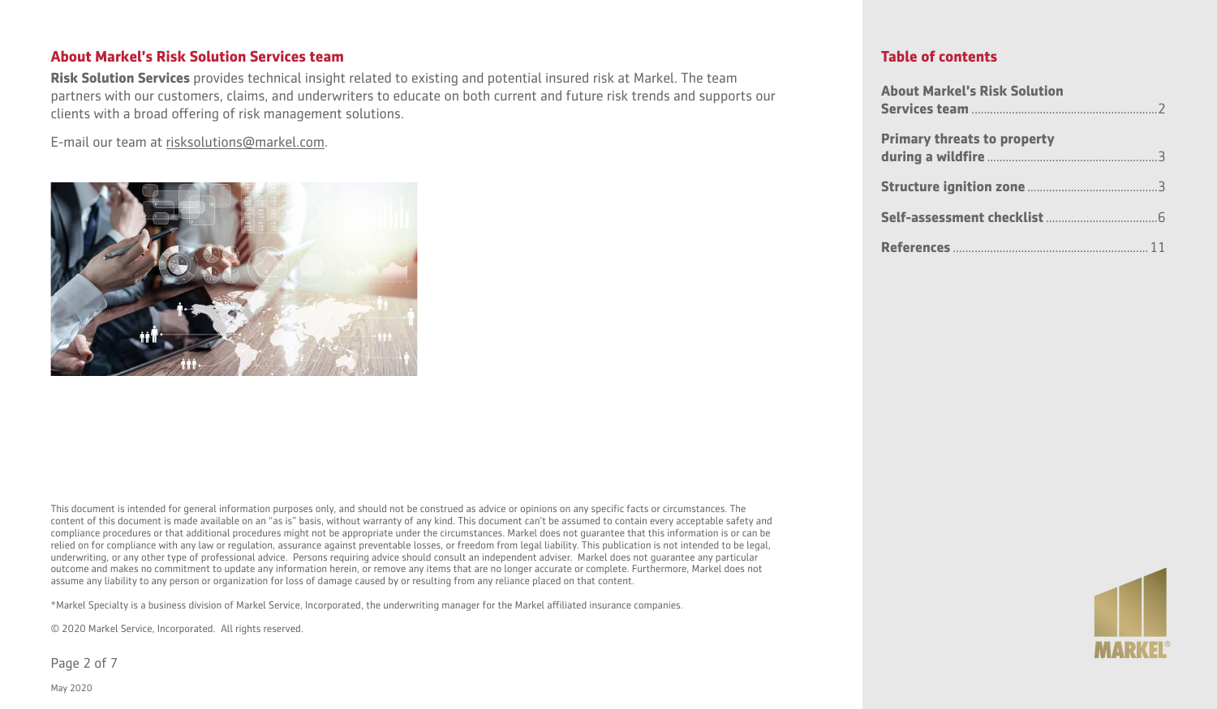## About Markel's Risk Solution Services team

**Risk Solution Services** provides technical insight related to existing and potential insured risk at Markel. The team partners with our customers, claims, and underwriters to educate on both current and future risk trends and supports our clients with a broad offering of risk management solutions.

E-mail our team at risksolutions@markel.com.

This document is intended for general information purposes only, and should not be construed as advice or opinions on any specific facts or circumstances. The content of this document is made available on an "as is" basis, without warranty of any kind. This document can't be assumed to contain every acceptable safety and compliance procedures or that additional procedures might not be appropriate under the circumstances. Markel does not guarantee that this information is or can be relied on for compliance with any law or regulation, assurance against preventable losses, or freedom from legal liability. This publication is not intended to be legal, underwriting, or any other type of professional advice. Persons requiring advice should consult an independent adviser. Markel does not guarantee any particular outcome and makes no commitment to update any information herein, or remove any items that are no longer accurate or complete. Furthermore, Markel does not assume any liability to any person or organization for loss of damage caused by or resulting from any reliance placed on that content.

*Markel Specialty is a business division of Markel Service, Incorporated, the underwriting manager for the Markel affiliated insurance companies.

© 2020 Markel Service, Incorporated. All rights reserved.

May 2020

## Table of contents

**About Markel's Risk Solution Services team** .......... 2

**Primary threats to property during a wildfire** .......... 3

**Structure ignition zone** .......... 3

**Self-assessment checklist** .......... 6

**References** .......... 11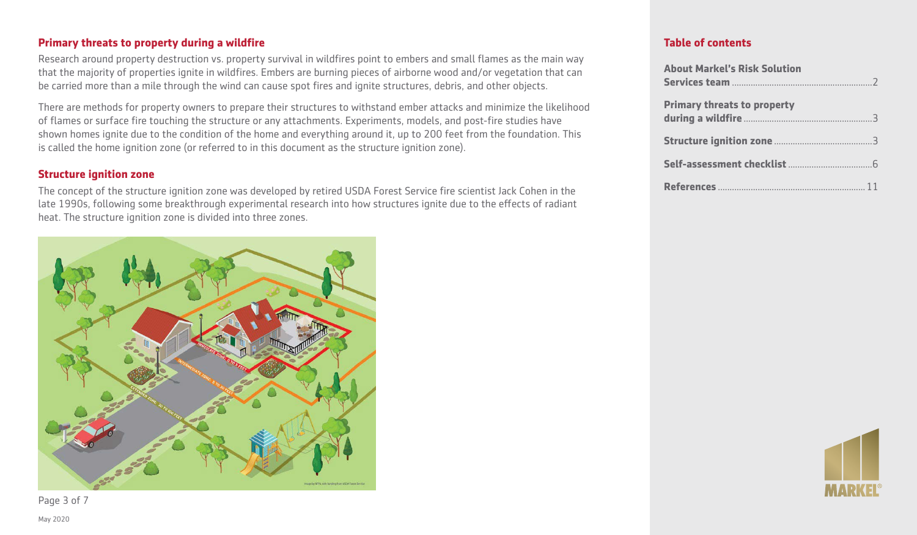## Primary threats to property during a wildfire

Research around property destruction vs. property survival in wildfires point to embers and small flames as the main way that the majority of properties ignite in wildfires. Embers are burning pieces of airborne wood and/or vegetation that can be carried more than a mile through the wind can cause spot fires and ignite structures, debris, and other objects.

There are methods for property owners to prepare their structures to withstand ember attacks and minimize the likelihood of flames or surface fire touching the structure or any attachments. Experiments, models, and post-fire studies have shown homes ignite due to the condition of the home and everything around it, up to 200 feet from the foundation. This is called the home ignition zone (or referred to in this document as the structure ignition zone).

## Structure ignition zone

The concept of the structure ignition zone was developed by retired USDA Forest Service fire scientist Jack Cohen in the late 1990s, following some breakthrough experimental research into how structures ignite due to the effects of radiant heat. The structure ignition zone is divided into three zones.

May 2020

## Table of contents

- **About Markel's Risk Solution Services team** ........ 2
- **Primary threats to property during a wildfire** ........ 3
- **Structure ignition zone** ........ 3
- **Self-assessment checklist** ........ 6
- **References** ........ 11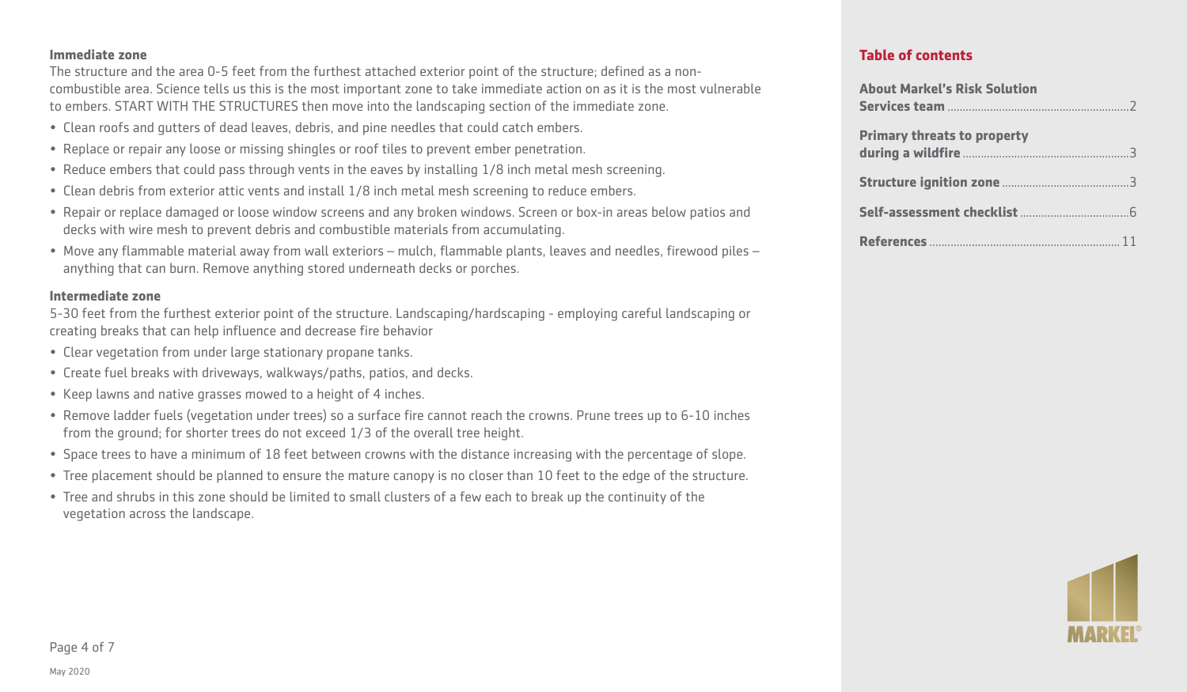**Immediate zone**

The structure and the area 0-5 feet from the furthest attached exterior point of the structure; defined as a non-combustible area. Science tells us this is the most important zone to take immediate action on as it is the most vulnerable to embers. START WITH THE STRUCTURES then move into the landscaping section of the immediate zone.

- Clean roofs and gutters of dead leaves, debris, and pine needles that could catch embers.
- Replace or repair any loose or missing shingles or roof tiles to prevent ember penetration.
- Reduce embers that could pass through vents in the eaves by installing 1/8 inch metal mesh screening.
- Clean debris from exterior attic vents and install 1/8 inch metal mesh screening to reduce embers.
- Repair or replace damaged or loose window screens and any broken windows. Screen or box-in areas below patios and decks with wire mesh to prevent debris and combustible materials from accumulating.
- Move any flammable material away from wall exteriors – mulch, flammable plants, leaves and needles, firewood piles – anything that can burn. Remove anything stored underneath decks or porches.

**Intermediate zone**

5-30 feet from the furthest exterior point of the structure. Landscaping/hardscaping - employing careful landscaping or creating breaks that can help influence and decrease fire behavior

- Clear vegetation from under large stationary propane tanks.
- Create fuel breaks with driveways, walkways/paths, patios, and decks.
- Keep lawns and native grasses mowed to a height of 4 inches.
- Remove ladder fuels (vegetation under trees) so a surface fire cannot reach the crowns. Prune trees up to 6-10 inches from the ground; for shorter trees do not exceed 1/3 of the overall tree height.
- Space trees to have a minimum of 18 feet between crowns with the distance increasing with the percentage of slope.
- Tree placement should be planned to ensure the mature canopy is no closer than 10 feet to the edge of the structure.
- Tree and shrubs in this zone should be limited to small clusters of a few each to break up the continuity of the vegetation across the landscape.

**Table of contents**

- **About Markel's Risk Solution Services team** .......... 2
- **Primary threats to property during a wildfire** .......... 3
- **Structure ignition zone** .......... 3
- **Self-assessment checklist** .......... 6
- **References** .......... 11

May 2020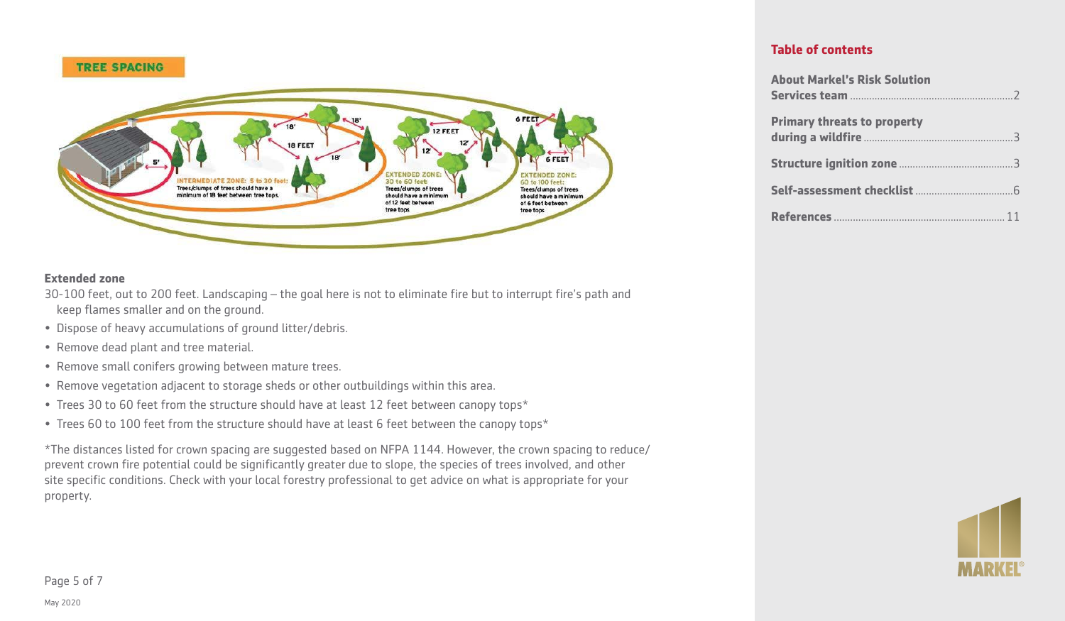TREE SPACING

INTERMEDIATE ZONE: 5 to 30 feet: Trees/clumps of trees should have a minimum of 18 feet between tree tops.

EXTENDED ZONE: 30 to 60 feet: Trees/clumps of trees should have a minimum of 12 feet between tree tops

EXTENDED ZONE: 60 to 100 feet: Trees/clumps of trees should have a minimum of 6 feet between tree tops

### Extended zone

30-100 feet, out to 200 feet. Landscaping – the goal here is not to eliminate fire but to interrupt fire's path and keep flames smaller and on the ground.

- Dispose of heavy accumulations of ground litter/debris.
- Remove dead plant and tree material.
- Remove small conifers growing between mature trees.
- Remove vegetation adjacent to storage sheds or other outbuildings within this area.
- Trees 30 to 60 feet from the structure should have at least 12 feet between canopy tops*
- Trees 60 to 100 feet from the structure should have at least 6 feet between the canopy tops*

*The distances listed for crown spacing are suggested based on NFPA 1144. However, the crown spacing to reduce/prevent crown fire potential could be significantly greater due to slope, the species of trees involved, and other site specific conditions. Check with your local forestry professional to get advice on what is appropriate for your property.

May 2020

## Table of contents

| | |
|---|---|
| About Markel's Risk Solution Services team | 2 |
| Primary threats to property during a wildfire | 3 |
| Structure ignition zone | 3 |
| Self-assessment checklist | 6 |
| References | 11 |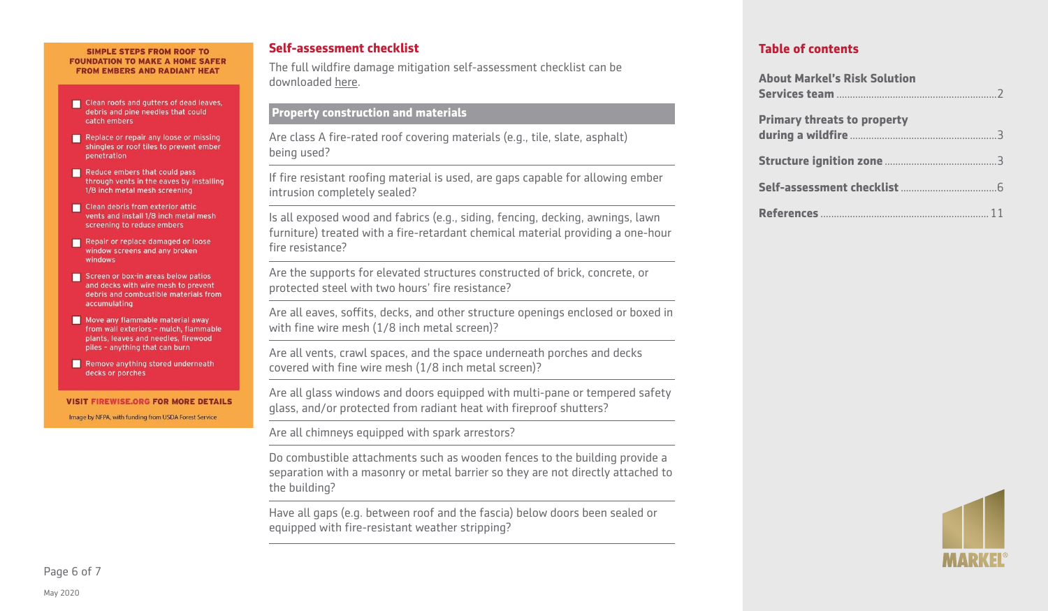**SIMPLE STEPS FROM ROOF TO FOUNDATION TO MAKE A HOME SAFER FROM EMBERS AND RADIANT HEAT**

- [ ] Clean roofs and gutters of dead leaves, debris and pine needles that could catch embers
- [ ] Replace or repair any loose or missing shingles or roof tiles to prevent ember penetration
- [ ] Reduce embers that could pass through vents in the eaves by installing 1/8 inch metal mesh screening
- [ ] Clean debris from exterior attic vents and install 1/8 inch metal mesh screening to reduce embers
- [ ] Repair or replace damaged or loose window screens and any broken windows
- [ ] Screen or box-in areas below patios and decks with wire mesh to prevent debris and combustible materials from accumulating
- [ ] Move any flammable material away from wall exteriors – mulch, flammable plants, leaves and needles, firewood piles – anything that can burn
- [ ] Remove anything stored underneath decks or porches

**VISIT FIREWISE.ORG FOR MORE DETAILS**

Image by NFPA, with funding from USDA Forest Service

## Self-assessment checklist

The full wildfire damage mitigation self-assessment checklist can be downloaded here.

| Property construction and materials |
| --- |
| Are class A fire-rated roof covering materials (e.g., tile, slate, asphalt) being used? |
| If fire resistant roofing material is used, are gaps capable for allowing ember intrusion completely sealed? |
| Is all exposed wood and fabrics (e.g., siding, fencing, decking, awnings, lawn furniture) treated with a fire-retardant chemical material providing a one-hour fire resistance? |
| Are the supports for elevated structures constructed of brick, concrete, or protected steel with two hours' fire resistance? |
| Are all eaves, soffits, decks, and other structure openings enclosed or boxed in with fine wire mesh (1/8 inch metal screen)? |
| Are all vents, crawl spaces, and the space underneath porches and decks covered with fine wire mesh (1/8 inch metal screen)? |
| Are all glass windows and doors equipped with multi-pane or tempered safety glass, and/or protected from radiant heat with fireproof shutters? |
| Are all chimneys equipped with spark arrestors? |
| Do combustible attachments such as wooden fences to the building provide a separation with a masonry or metal barrier so they are not directly attached to the building? |
| Have all gaps (e.g. between roof and the fascia) below doors been sealed or equipped with fire-resistant weather stripping? |

## Table of contents

- **About Markel's Risk Solution Services team** .......... 2
- **Primary threats to property during a wildfire** .......... 3
- **Structure ignition zone** .......... 3
- **Self-assessment checklist** .......... 6
- **References** .......... 11

May 2020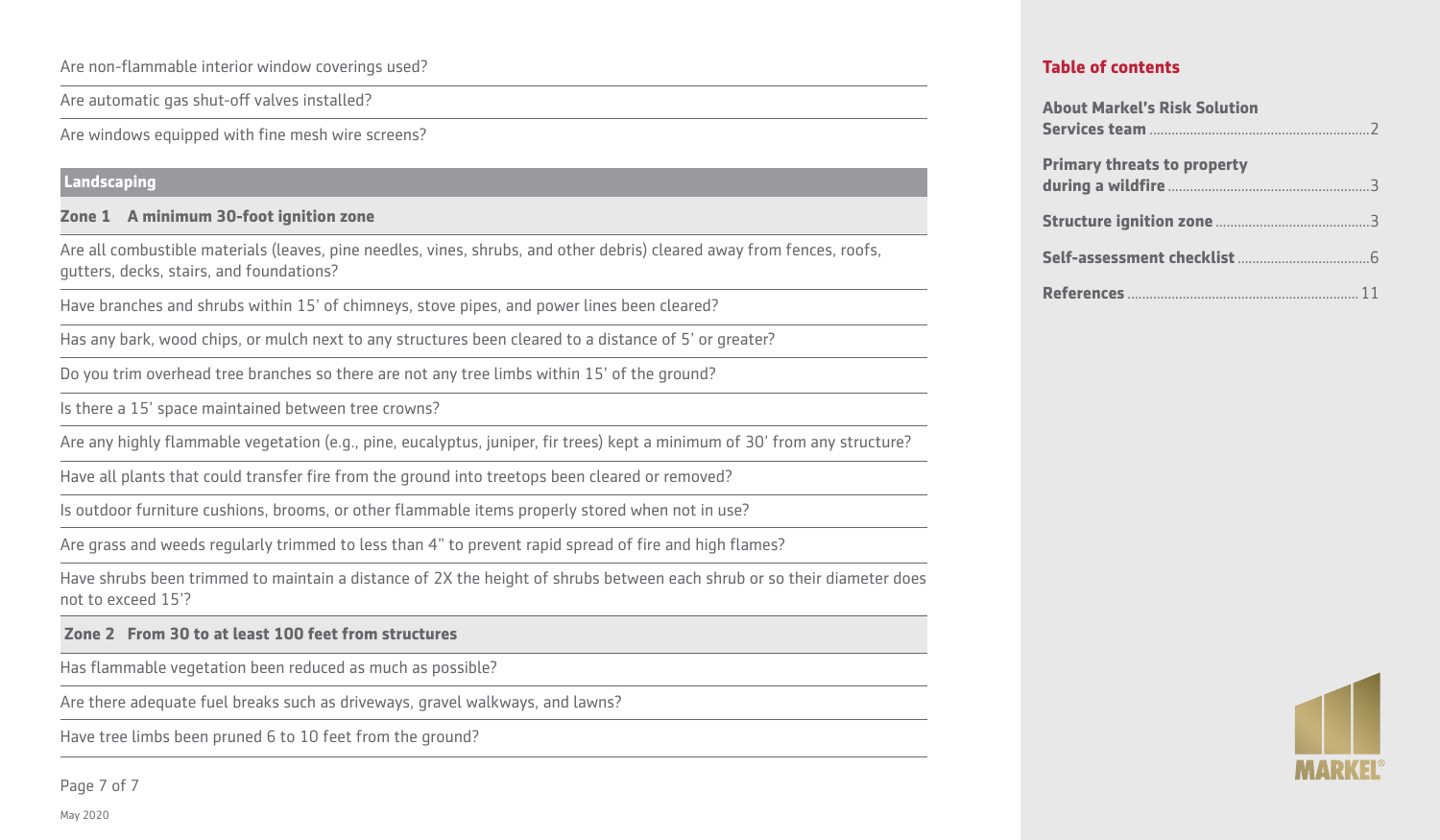Are non-flammable interior window coverings used?

Are automatic gas shut-off valves installed?

Are windows equipped with fine mesh wire screens?

### Landscaping

**Zone 1 A minimum 30-foot ignition zone**

Are all combustible materials (leaves, pine needles, vines, shrubs, and other debris) cleared away from fences, roofs, gutters, decks, stairs, and foundations?

Have branches and shrubs within 15' of chimneys, stove pipes, and power lines been cleared?

Has any bark, wood chips, or mulch next to any structures been cleared to a distance of 5' or greater?

Do you trim overhead tree branches so there are not any tree limbs within 15' of the ground?

Is there a 15' space maintained between tree crowns?

Are any highly flammable vegetation (e.g., pine, eucalyptus, juniper, fir trees) kept a minimum of 30' from any structure?

Have all plants that could transfer fire from the ground into treetops been cleared or removed?

Is outdoor furniture cushions, brooms, or other flammable items properly stored when not in use?

Are grass and weeds regularly trimmed to less than 4" to prevent rapid spread of fire and high flames?

Have shrubs been trimmed to maintain a distance of 2X the height of shrubs between each shrub or so their diameter does not to exceed 15'?

**Zone 2 From 30 to at least 100 feet from structures**

Has flammable vegetation been reduced as much as possible?

Are there adequate fuel breaks such as driveways, gravel walkways, and lawns?

Have tree limbs been pruned 6 to 10 feet from the ground?

May 2020

**Table of contents**

- About Markel's Risk Solution Services team ........ 2
- Primary threats to property during a wildfire ........ 3
- Structure ignition zone ........ 3
- Self-assessment checklist ........ 6
- References ........ 11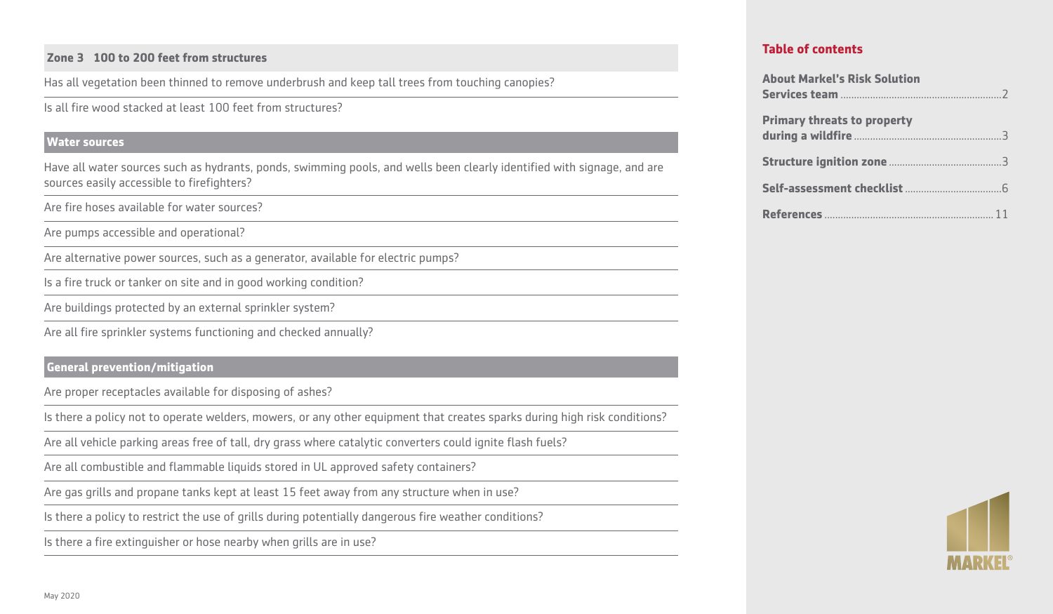### Zone 3 100 to 200 feet from structures

Has all vegetation been thinned to remove underbrush and keep tall trees from touching canopies?

Is all fire wood stacked at least 100 feet from structures?

### Water sources

Have all water sources such as hydrants, ponds, swimming pools, and wells been clearly identified with signage, and are sources easily accessible to firefighters?

Are fire hoses available for water sources?

Are pumps accessible and operational?

Are alternative power sources, such as a generator, available for electric pumps?

Is a fire truck or tanker on site and in good working condition?

Are buildings protected by an external sprinkler system?

Are all fire sprinkler systems functioning and checked annually?

### General prevention/mitigation

Are proper receptacles available for disposing of ashes?

Is there a policy not to operate welders, mowers, or any other equipment that creates sparks during high risk conditions?

Are all vehicle parking areas free of tall, dry grass where catalytic converters could ignite flash fuels?

Are all combustible and flammable liquids stored in UL approved safety containers?

Are gas grills and propane tanks kept at least 15 feet away from any structure when in use?

Is there a policy to restrict the use of grills during potentially dangerous fire weather conditions?

Is there a fire extinguisher or hose nearby when grills are in use?

May 2020

## Table of contents

- About Markel's Risk Solution Services team ........ 2
- Primary threats to property during a wildfire ........ 3
- Structure ignition zone ........ 3
- Self-assessment checklist ........ 6
- References ........ 11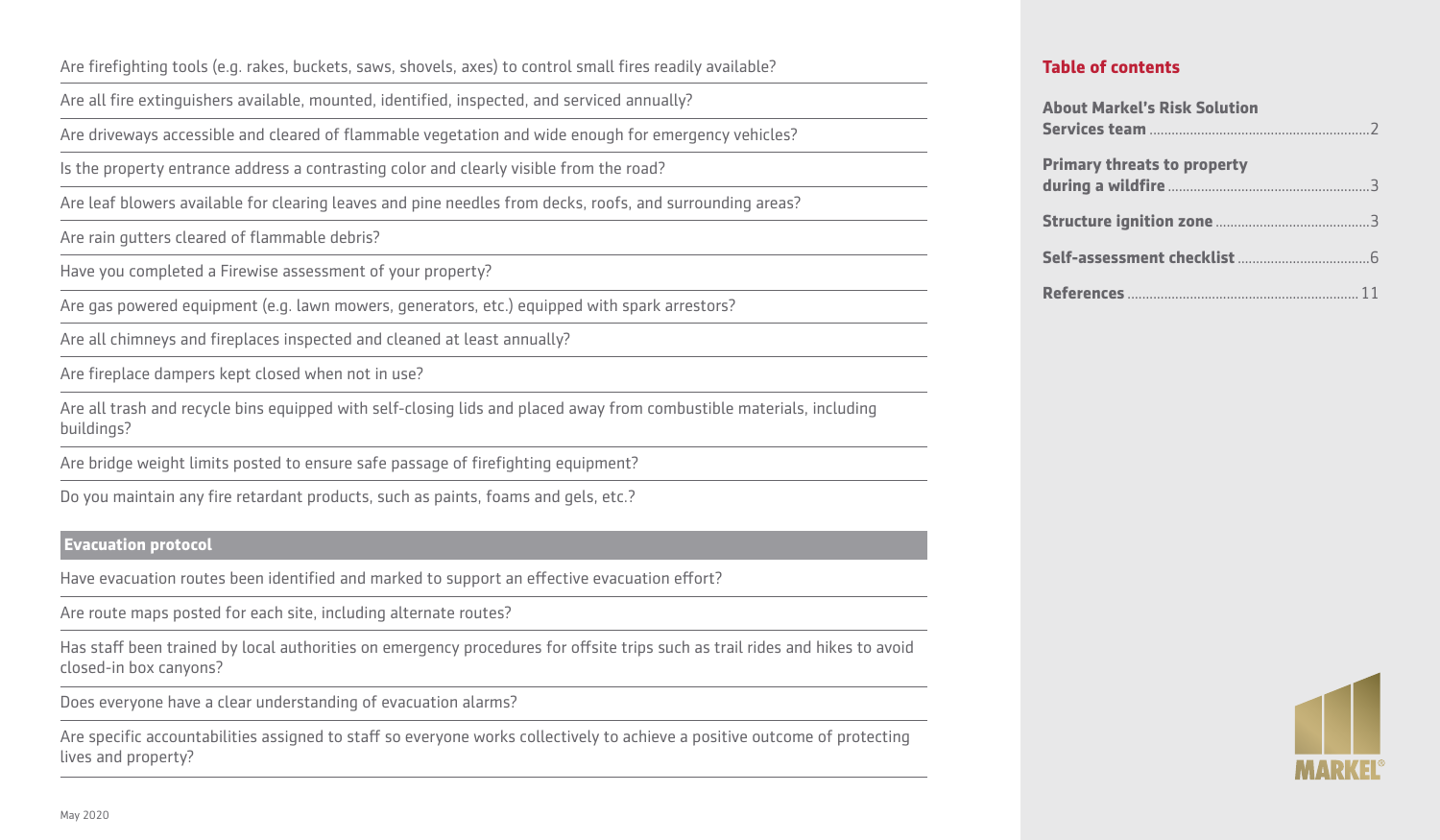Are firefighting tools (e.g. rakes, buckets, saws, shovels, axes) to control small fires readily available?

Are all fire extinguishers available, mounted, identified, inspected, and serviced annually?

Are driveways accessible and cleared of flammable vegetation and wide enough for emergency vehicles?

Is the property entrance address a contrasting color and clearly visible from the road?

Are leaf blowers available for clearing leaves and pine needles from decks, roofs, and surrounding areas?

Are rain gutters cleared of flammable debris?

Have you completed a Firewise assessment of your property?

Are gas powered equipment (e.g. lawn mowers, generators, etc.) equipped with spark arrestors?

Are all chimneys and fireplaces inspected and cleaned at least annually?

Are fireplace dampers kept closed when not in use?

Are all trash and recycle bins equipped with self-closing lids and placed away from combustible materials, including buildings?

Are bridge weight limits posted to ensure safe passage of firefighting equipment?

Do you maintain any fire retardant products, such as paints, foams and gels, etc.?

**Evacuation protocol**

Have evacuation routes been identified and marked to support an effective evacuation effort?

Are route maps posted for each site, including alternate routes?

Has staff been trained by local authorities on emergency procedures for offsite trips such as trail rides and hikes to avoid closed-in box canyons?

Does everyone have a clear understanding of evacuation alarms?

Are specific accountabilities assigned to staff so everyone works collectively to achieve a positive outcome of protecting lives and property?

May 2020

## Table of contents

**About Markel's Risk Solution Services team** ........ 2

**Primary threats to property during a wildfire** ........ 3

**Structure ignition zone** ........ 3

**Self-assessment checklist** ........ 6

**References** ........ 11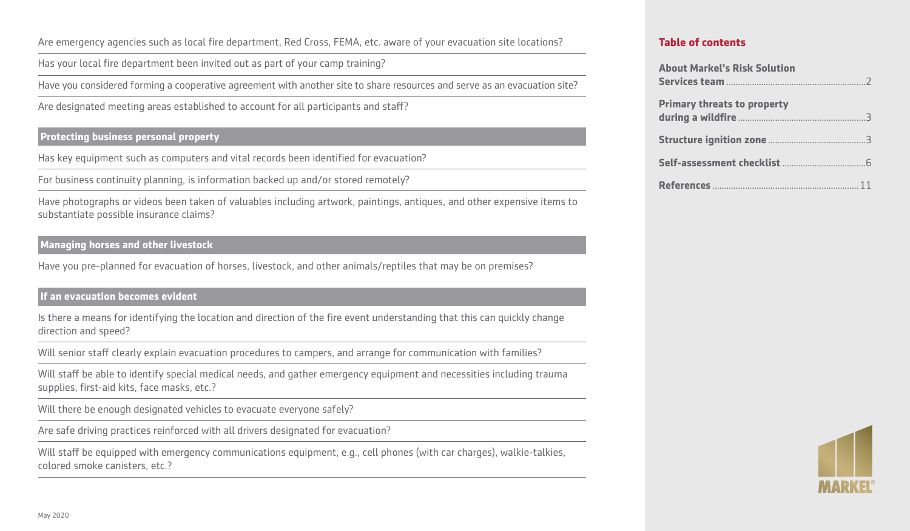Are emergency agencies such as local fire department, Red Cross, FEMA, etc. aware of your evacuation site locations?

Has your local fire department been invited out as part of your camp training?

Have you considered forming a cooperative agreement with another site to share resources and serve as an evacuation site?

Are designated meeting areas established to account for all participants and staff?

**Protecting business personal property**

Has key equipment such as computers and vital records been identified for evacuation?

For business continuity planning, is information backed up and/or stored remotely?

Have photographs or videos been taken of valuables including artwork, paintings, antiques, and other expensive items to substantiate possible insurance claims?

**Managing horses and other livestock**

Have you pre-planned for evacuation of horses, livestock, and other animals/reptiles that may be on premises?

**If an evacuation becomes evident**

Is there a means for identifying the location and direction of the fire event understanding that this can quickly change direction and speed?

Will senior staff clearly explain evacuation procedures to campers, and arrange for communication with families?

Will staff be able to identify special medical needs, and gather emergency equipment and necessities including trauma supplies, first-aid kits, face masks, etc.?

Will there be enough designated vehicles to evacuate everyone safely?

Are safe driving practices reinforced with all drivers designated for evacuation?

Will staff be equipped with emergency communications equipment, e.g., cell phones (with car charges), walkie-talkies, colored smoke canisters, etc.?

May 2020

## Table of contents

**About Markel's Risk Solution Services team** .......... 2

**Primary threats to property during a wildfire** .......... 3

**Structure ignition zone** .......... 3

**Self-assessment checklist** .......... 6

**References** .......... 11

MARKEL®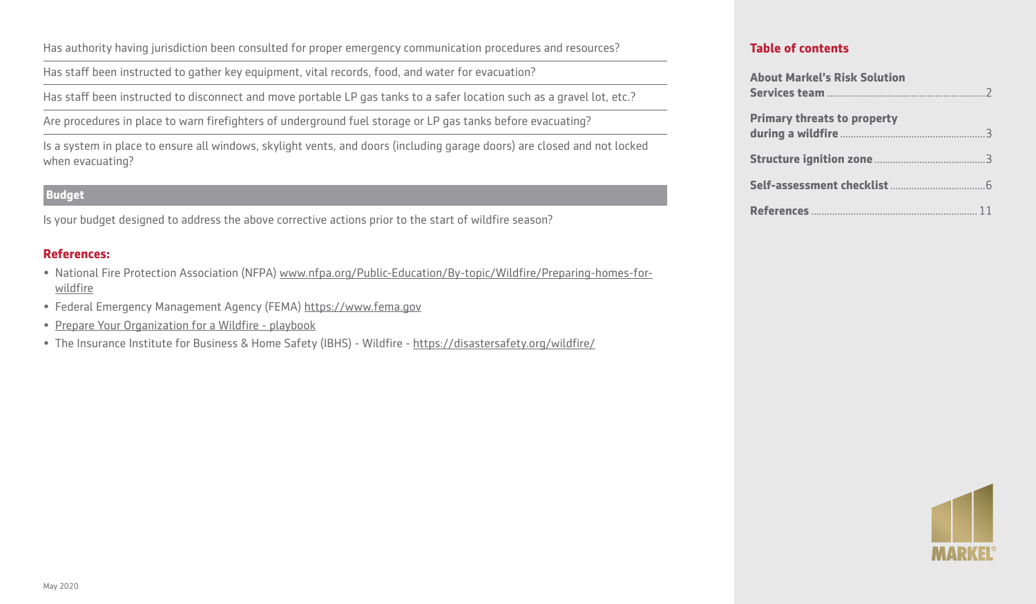Has authority having jurisdiction been consulted for proper emergency communication procedures and resources?

Has staff been instructed to gather key equipment, vital records, food, and water for evacuation?

Has staff been instructed to disconnect and move portable LP gas tanks to a safer location such as a gravel lot, etc.?

Are procedures in place to warn firefighters of underground fuel storage or LP gas tanks before evacuating?

Is a system in place to ensure all windows, skylight vents, and doors (including garage doors) are closed and not locked when evacuating?

**Budget**

Is your budget designed to address the above corrective actions prior to the start of wildfire season?

## References:

- National Fire Protection Association (NFPA) www.nfpa.org/Public-Education/By-topic/Wildfire/Preparing-homes-for-wildfire
- Federal Emergency Management Agency (FEMA) https://www.fema.gov
- Prepare Your Organization for a Wildfire - playbook
- The Insurance Institute for Business & Home Safety (IBHS) - Wildfire - https://disastersafety.org/wildfire/

May 2020

## Table of contents

**About Markel's Risk Solution Services team** .......... 2

**Primary threats to property during a wildfire** .......... 3

**Structure ignition zone** .......... 3

**Self-assessment checklist** .......... 6

**References** .......... 11